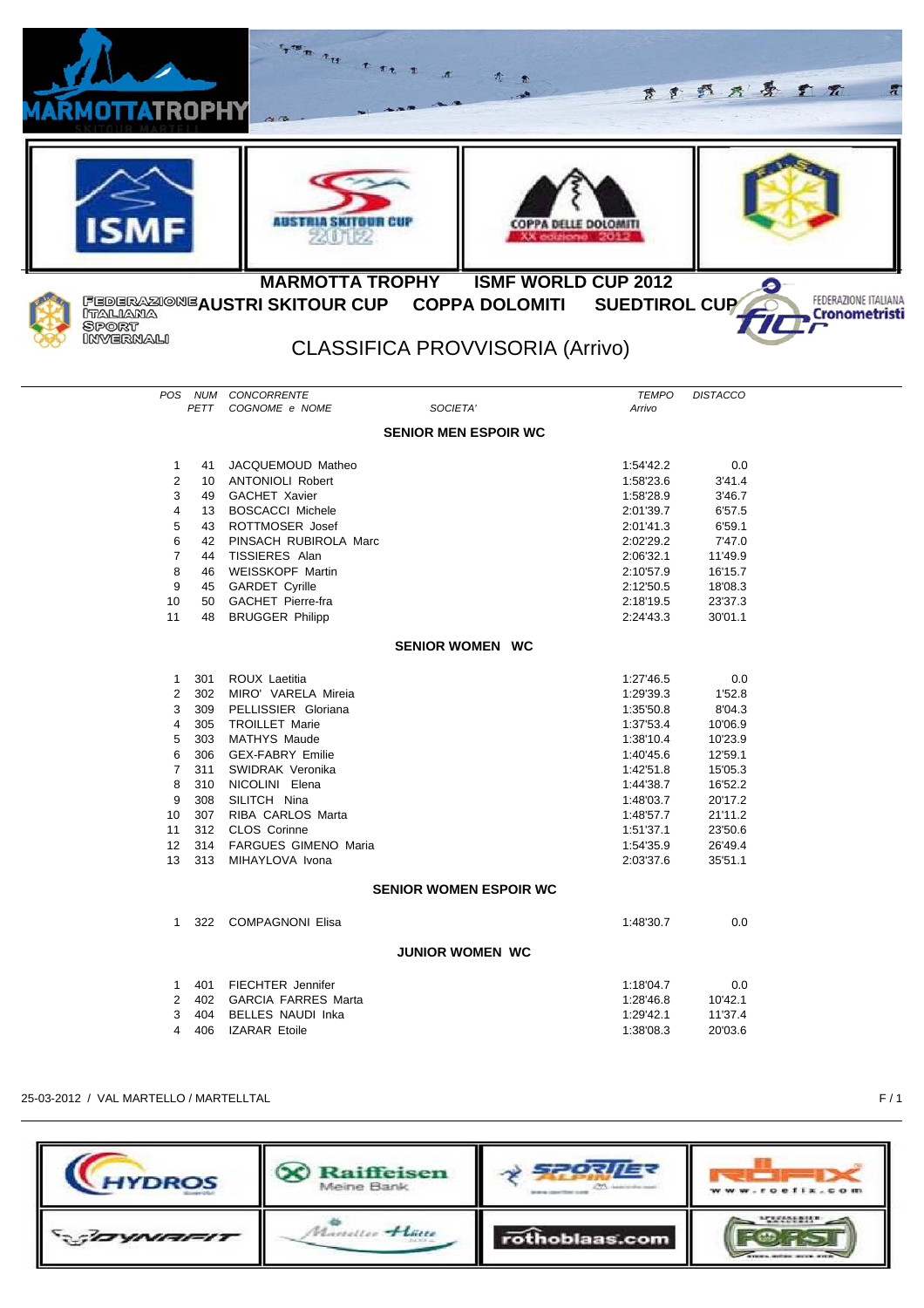**MARMOTTA TROPHY ISMF WORLD CUP 2012**

**AUSTRI SKITOUR CUP COPPA DOLOMITI SUEDTIROL CUP**

FEDERAZIONE ITALIANA SPORT INVERNALI

FEDERAZIONE ITALIANA Cronometristi

# CLASSIFICA PROVVISORIA (Arrivo)

| POS | NUM PETT | CONCORRENTE COGNOME e NOME | SOCIETA' | TEMPO Arrivo | DISTACCO |
|---|---|---|---|---|---|
| | | **SENIOR MEN ESPOIR WC** | | | |
| 1 | 41 | JACQUEMOUD Matheo | | 1:54'42.2 | 0.0 |
| 2 | 10 | ANTONIOLI Robert | | 1:58'23.6 | 3'41.4 |
| 3 | 49 | GACHET Xavier | | 1:58'28.9 | 3'46.7 |
| 4 | 13 | BOSCACCI Michele | | 2:01'39.7 | 6'57.5 |
| 5 | 43 | ROTTMOSER Josef | | 2:01'41.3 | 6'59.1 |
| 6 | 42 | PINSACH RUBIROLA Marc | | 2:02'29.2 | 7'47.0 |
| 7 | 44 | TISSIERES Alan | | 2:06'32.1 | 11'49.9 |
| 8 | 46 | WEISSKOPF Martin | | 2:10'57.9 | 16'15.7 |
| 9 | 45 | GARDET Cyrille | | 2:12'50.5 | 18'08.3 |
| 10 | 50 | GACHET Pierre-fra | | 2:18'19.5 | 23'37.3 |
| 11 | 48 | BRUGGER Philipp | | 2:24'43.3 | 30'01.1 |
| | | **SENIOR WOMEN WC** | | | |
| 1 | 301 | ROUX Laetitia | | 1:27'46.5 | 0.0 |
| 2 | 302 | MIRO' VARELA Mireia | | 1:29'39.3 | 1'52.8 |
| 3 | 309 | PELLISSIER Gloriana | | 1:35'50.8 | 8'04.3 |
| 4 | 305 | TROILLET Marie | | 1:37'53.4 | 10'06.9 |
| 5 | 303 | MATHYS Maude | | 1:38'10.4 | 10'23.9 |
| 6 | 306 | GEX-FABRY Emilie | | 1:40'45.6 | 12'59.1 |
| 7 | 311 | SWIDRAK Veronika | | 1:42'51.8 | 15'05.3 |
| 8 | 310 | NICOLINI Elena | | 1:44'38.7 | 16'52.2 |
| 9 | 308 | SILITCH Nina | | 1:48'03.7 | 20'17.2 |
| 10 | 307 | RIBA CARLOS Marta | | 1:48'57.7 | 21'11.2 |
| 11 | 312 | CLOS Corinne | | 1:51'37.1 | 23'50.6 |
| 12 | 314 | FARGUES GIMENO Maria | | 1:54'35.9 | 26'49.4 |
| 13 | 313 | MIHAYLOVA Ivona | | 2:03'37.6 | 35'51.1 |
| | | **SENIOR WOMEN ESPOIR WC** | | | |
| 1 | 322 | COMPAGNONI Elisa | | 1:48'30.7 | 0.0 |
| | | **JUNIOR WOMEN WC** | | | |
| 1 | 401 | FIECHTER Jennifer | | 1:18'04.7 | 0.0 |
| 2 | 402 | GARCIA FARRES Marta | | 1:28'46.8 | 10'42.1 |
| 3 | 404 | BELLES NAUDI Inka | | 1:29'42.1 | 11'37.4 |
| 4 | 406 | IZARAR Etoile | | 1:38'08.3 | 20'03.6 |

25-03-2012 / VAL MARTELLO / MARTELLTAL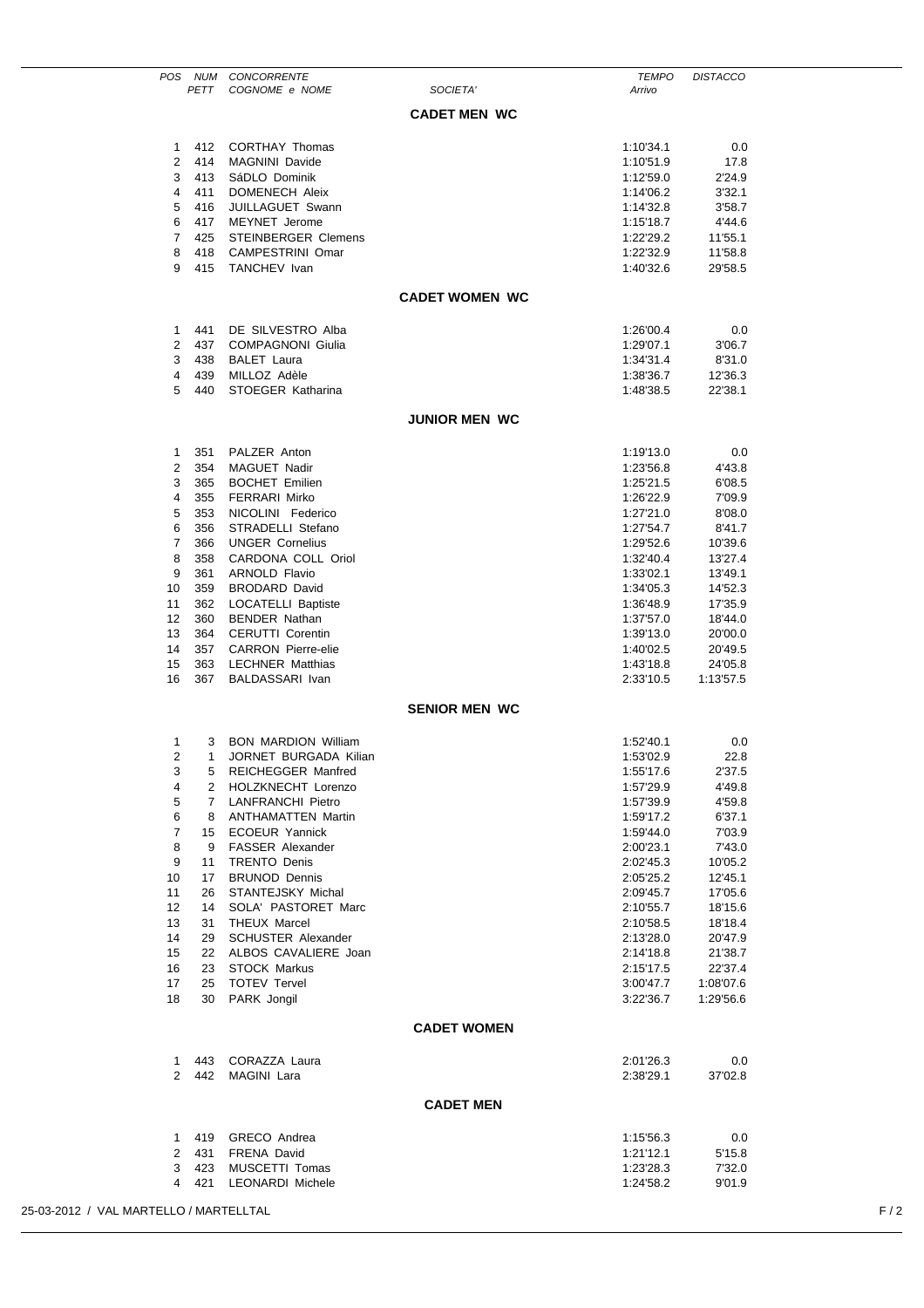| POS | NUM PETT | CONCORRENTE COGNOME e NOME | SOCIETA' | TEMPO Arrivo | DISTACCO |
|---|---|---|---|---|---|

## CADET MEN WC

| POS | NUM PETT | CONCORRENTE COGNOME e NOME | SOCIETA' | TEMPO Arrivo | DISTACCO |
|---|---|---|---|---|---|
| 1 | 412 | CORTHAY Thomas | | 1:10'34.1 | 0.0 |
| 2 | 414 | MAGNINI Davide | | 1:10'51.9 | 17.8 |
| 3 | 413 | SáDLO Dominik | | 1:12'59.0 | 2'24.9 |
| 4 | 411 | DOMENECH Aleix | | 1:14'06.2 | 3'32.1 |
| 5 | 416 | JUILLAGUET Swann | | 1:14'32.8 | 3'58.7 |
| 6 | 417 | MEYNET Jerome | | 1:15'18.7 | 4'44.6 |
| 7 | 425 | STEINBERGER Clemens | | 1:22'29.2 | 11'55.1 |
| 8 | 418 | CAMPESTRINI Omar | | 1:22'32.9 | 11'58.8 |
| 9 | 415 | TANCHEV Ivan | | 1:40'32.6 | 29'58.5 |

## CADET WOMEN WC

| POS | NUM PETT | CONCORRENTE COGNOME e NOME | SOCIETA' | TEMPO Arrivo | DISTACCO |
|---|---|---|---|---|---|
| 1 | 441 | DE SILVESTRO Alba | | 1:26'00.4 | 0.0 |
| 2 | 437 | COMPAGNONI Giulia | | 1:29'07.1 | 3'06.7 |
| 3 | 438 | BALET Laura | | 1:34'31.4 | 8'31.0 |
| 4 | 439 | MILLOZ Adèle | | 1:38'36.7 | 12'36.3 |
| 5 | 440 | STOEGER Katharina | | 1:48'38.5 | 22'38.1 |

## JUNIOR MEN WC

| POS | NUM PETT | CONCORRENTE COGNOME e NOME | SOCIETA' | TEMPO Arrivo | DISTACCO |
|---|---|---|---|---|---|
| 1 | 351 | PALZER Anton | | 1:19'13.0 | 0.0 |
| 2 | 354 | MAGUET Nadir | | 1:23'56.8 | 4'43.8 |
| 3 | 365 | BOCHET Emilien | | 1:25'21.5 | 6'08.5 |
| 4 | 355 | FERRARI Mirko | | 1:26'22.9 | 7'09.9 |
| 5 | 353 | NICOLINI Federico | | 1:27'21.0 | 8'08.0 |
| 6 | 356 | STRADELLI Stefano | | 1:27'54.7 | 8'41.7 |
| 7 | 366 | UNGER Cornelius | | 1:29'52.6 | 10'39.6 |
| 8 | 358 | CARDONA COLL Oriol | | 1:32'40.4 | 13'27.4 |
| 9 | 361 | ARNOLD Flavio | | 1:33'02.1 | 13'49.1 |
| 10 | 359 | BRODARD David | | 1:34'05.3 | 14'52.3 |
| 11 | 362 | LOCATELLI Baptiste | | 1:36'48.9 | 17'35.9 |
| 12 | 360 | BENDER Nathan | | 1:37'57.0 | 18'44.0 |
| 13 | 364 | CERUTTI Corentin | | 1:39'13.0 | 20'00.0 |
| 14 | 357 | CARRON Pierre-elie | | 1:40'02.5 | 20'49.5 |
| 15 | 363 | LECHNER Matthias | | 1:43'18.8 | 24'05.8 |
| 16 | 367 | BALDASSARI Ivan | | 2:33'10.5 | 1:13'57.5 |

## SENIOR MEN WC

| POS | NUM PETT | CONCORRENTE COGNOME e NOME | SOCIETA' | TEMPO Arrivo | DISTACCO |
|---|---|---|---|---|---|
| 1 | 3 | BON MARDION William | | 1:52'40.1 | 0.0 |
| 2 | 1 | JORNET BURGADA Kilian | | 1:53'02.9 | 22.8 |
| 3 | 5 | REICHEGGER Manfred | | 1:55'17.6 | 2'37.5 |
| 4 | 2 | HOLZKNECHT Lorenzo | | 1:57'29.9 | 4'49.8 |
| 5 | 7 | LANFRANCHI Pietro | | 1:57'39.9 | 4'59.8 |
| 6 | 8 | ANTHAMATTEN Martin | | 1:59'17.2 | 6'37.1 |
| 7 | 15 | ECOEUR Yannick | | 1:59'44.0 | 7'03.9 |
| 8 | 9 | FASSER Alexander | | 2:00'23.1 | 7'43.0 |
| 9 | 11 | TRENTO Denis | | 2:02'45.3 | 10'05.2 |
| 10 | 17 | BRUNOD Dennis | | 2:05'25.2 | 12'45.1 |
| 11 | 26 | STANTEJSKY Michal | | 2:09'45.7 | 17'05.6 |
| 12 | 14 | SOLA' PASTORET Marc | | 2:10'55.7 | 18'15.6 |
| 13 | 31 | THEUX Marcel | | 2:10'58.5 | 18'18.4 |
| 14 | 29 | SCHUSTER Alexander | | 2:13'28.0 | 20'47.9 |
| 15 | 22 | ALBOS CAVALIERE Joan | | 2:14'18.8 | 21'38.7 |
| 16 | 23 | STOCK Markus | | 2:15'17.5 | 22'37.4 |
| 17 | 25 | TOTEV Tervel | | 3:00'47.7 | 1:08'07.6 |
| 18 | 30 | PARK Jongil | | 3:22'36.7 | 1:29'56.6 |

## CADET WOMEN

| POS | NUM PETT | CONCORRENTE COGNOME e NOME | SOCIETA' | TEMPO Arrivo | DISTACCO |
|---|---|---|---|---|---|
| 1 | 443 | CORAZZA Laura | | 2:01'26.3 | 0.0 |
| 2 | 442 | MAGINI Lara | | 2:38'29.1 | 37'02.8 |

## CADET MEN

| POS | NUM PETT | CONCORRENTE COGNOME e NOME | SOCIETA' | TEMPO Arrivo | DISTACCO |
|---|---|---|---|---|---|
| 1 | 419 | GRECO Andrea | | 1:15'56.3 | 0.0 |
| 2 | 431 | FRENA David | | 1:21'12.1 | 5'15.8 |
| 3 | 423 | MUSCETTI Tomas | | 1:23'28.3 | 7'32.0 |
| 4 | 421 | LEONARDI Michele | | 1:24'58.2 | 9'01.9 |

25-03-2012 / VAL MARTELLO / MARTELLTAL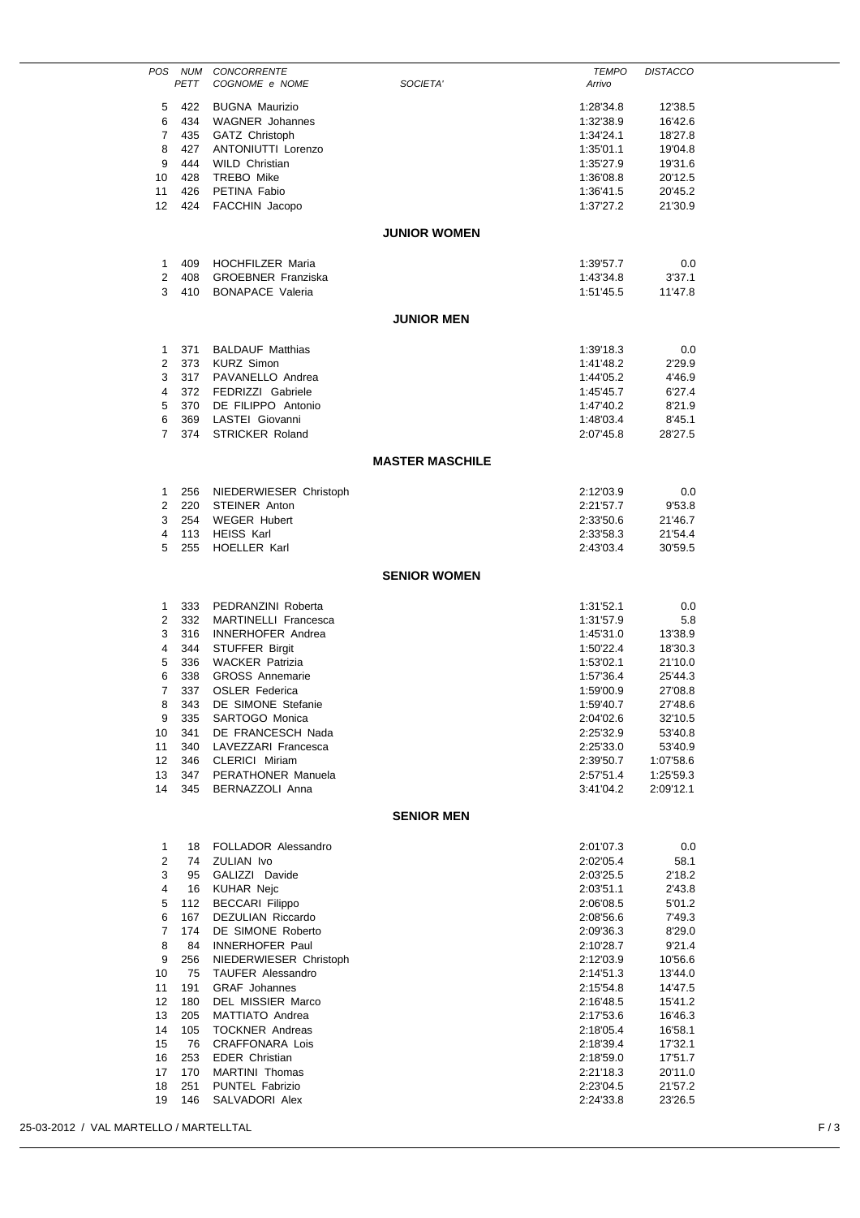| POS | NUM PETT | CONCORRENTE COGNOME e NOME | SOCIETA' | TEMPO Arrivo | DISTACCO |
|---|---|---|---|---|---|
| 5 | 422 | BUGNA Maurizio | | 1:28'34.8 | 12'38.5 |
| 6 | 434 | WAGNER Johannes | | 1:32'38.9 | 16'42.6 |
| 7 | 435 | GATZ Christoph | | 1:34'24.1 | 18'27.8 |
| 8 | 427 | ANTONIUTTI Lorenzo | | 1:35'01.1 | 19'04.8 |
| 9 | 444 | WILD Christian | | 1:35'27.9 | 19'31.6 |
| 10 | 428 | TREBO Mike | | 1:36'08.8 | 20'12.5 |
| 11 | 426 | PETINA Fabio | | 1:36'41.5 | 20'45.2 |
| 12 | 424 | FACCHIN Jacopo | | 1:37'27.2 | 21'30.9 |

## JUNIOR WOMEN

| POS | NUM PETT | CONCORRENTE COGNOME e NOME | SOCIETA' | TEMPO Arrivo | DISTACCO |
|---|---|---|---|---|---|
| 1 | 409 | HOCHFILZER Maria | | 1:39'57.7 | 0.0 |
| 2 | 408 | GROEBNER Franziska | | 1:43'34.8 | 3'37.1 |
| 3 | 410 | BONAPACE Valeria | | 1:51'45.5 | 11'47.8 |

## JUNIOR MEN

| POS | NUM PETT | CONCORRENTE COGNOME e NOME | SOCIETA' | TEMPO Arrivo | DISTACCO |
|---|---|---|---|---|---|
| 1 | 371 | BALDAUF Matthias | | 1:39'18.3 | 0.0 |
| 2 | 373 | KURZ Simon | | 1:41'48.2 | 2'29.9 |
| 3 | 317 | PAVANELLO Andrea | | 1:44'05.2 | 4'46.9 |
| 4 | 372 | FEDRIZZI Gabriele | | 1:45'45.7 | 6'27.4 |
| 5 | 370 | DE FILIPPO Antonio | | 1:47'40.2 | 8'21.9 |
| 6 | 369 | LASTEI Giovanni | | 1:48'03.4 | 8'45.1 |
| 7 | 374 | STRICKER Roland | | 2:07'45.8 | 28'27.5 |

## MASTER MASCHILE

| POS | NUM PETT | CONCORRENTE COGNOME e NOME | SOCIETA' | TEMPO Arrivo | DISTACCO |
|---|---|---|---|---|---|
| 1 | 256 | NIEDERWIESER Christoph | | 2:12'03.9 | 0.0 |
| 2 | 220 | STEINER Anton | | 2:21'57.7 | 9'53.8 |
| 3 | 254 | WEGER Hubert | | 2:33'50.6 | 21'46.7 |
| 4 | 113 | HEISS Karl | | 2:33'58.3 | 21'54.4 |
| 5 | 255 | HOELLER Karl | | 2:43'03.4 | 30'59.5 |

## SENIOR WOMEN

| POS | NUM PETT | CONCORRENTE COGNOME e NOME | SOCIETA' | TEMPO Arrivo | DISTACCO |
|---|---|---|---|---|---|
| 1 | 333 | PEDRANZINI Roberta | | 1:31'52.1 | 0.0 |
| 2 | 332 | MARTINELLI Francesca | | 1:31'57.9 | 5.8 |
| 3 | 316 | INNERHOFER Andrea | | 1:45'31.0 | 13'38.9 |
| 4 | 344 | STUFFER Birgit | | 1:50'22.4 | 18'30.3 |
| 5 | 336 | WACKER Patrizia | | 1:53'02.1 | 21'10.0 |
| 6 | 338 | GROSS Annemarie | | 1:57'36.4 | 25'44.3 |
| 7 | 337 | OSLER Federica | | 1:59'00.9 | 27'08.8 |
| 8 | 343 | DE SIMONE Stefanie | | 1:59'40.7 | 27'48.6 |
| 9 | 335 | SARTOGO Monica | | 2:04'02.6 | 32'10.5 |
| 10 | 341 | DE FRANCESCH Nada | | 2:25'32.9 | 53'40.8 |
| 11 | 340 | LAVEZZARI Francesca | | 2:25'33.0 | 53'40.9 |
| 12 | 346 | CLERICI Miriam | | 2:39'50.7 | 1:07'58.6 |
| 13 | 347 | PERATHONER Manuela | | 2:57'51.4 | 1:25'59.3 |
| 14 | 345 | BERNAZZOLI Anna | | 3:41'04.2 | 2:09'12.1 |

## SENIOR MEN

| POS | NUM PETT | CONCORRENTE COGNOME e NOME | SOCIETA' | TEMPO Arrivo | DISTACCO |
|---|---|---|---|---|---|
| 1 | 18 | FOLLADOR Alessandro | | 2:01'07.3 | 0.0 |
| 2 | 74 | ZULIAN Ivo | | 2:02'05.4 | 58.1 |
| 3 | 95 | GALIZZI Davide | | 2:03'25.5 | 2'18.2 |
| 4 | 16 | KUHAR Nejc | | 2:03'51.1 | 2'43.8 |
| 5 | 112 | BECCARI Filippo | | 2:06'08.5 | 5'01.2 |
| 6 | 167 | DEZULIAN Riccardo | | 2:08'56.6 | 7'49.3 |
| 7 | 174 | DE SIMONE Roberto | | 2:09'36.3 | 8'29.0 |
| 8 | 84 | INNERHOFER Paul | | 2:10'28.7 | 9'21.4 |
| 9 | 256 | NIEDERWIESER Christoph | | 2:12'03.9 | 10'56.6 |
| 10 | 75 | TAUFER Alessandro | | 2:14'51.3 | 13'44.0 |
| 11 | 191 | GRAF Johannes | | 2:15'54.8 | 14'47.5 |
| 12 | 180 | DEL MISSIER Marco | | 2:16'48.5 | 15'41.2 |
| 13 | 205 | MATTIATO Andrea | | 2:17'53.6 | 16'46.3 |
| 14 | 105 | TOCKNER Andreas | | 2:18'05.4 | 16'58.1 |
| 15 | 76 | CRAFFONARA Lois | | 2:18'39.4 | 17'32.1 |
| 16 | 253 | EDER Christian | | 2:18'59.0 | 17'51.7 |
| 17 | 170 | MARTINI Thomas | | 2:21'18.3 | 20'11.0 |
| 18 | 251 | PUNTEL Fabrizio | | 2:23'04.5 | 21'57.2 |
| 19 | 146 | SALVADORI Alex | | 2:24'33.8 | 23'26.5 |

25-03-2012 / VAL MARTELLO / MARTELLTAL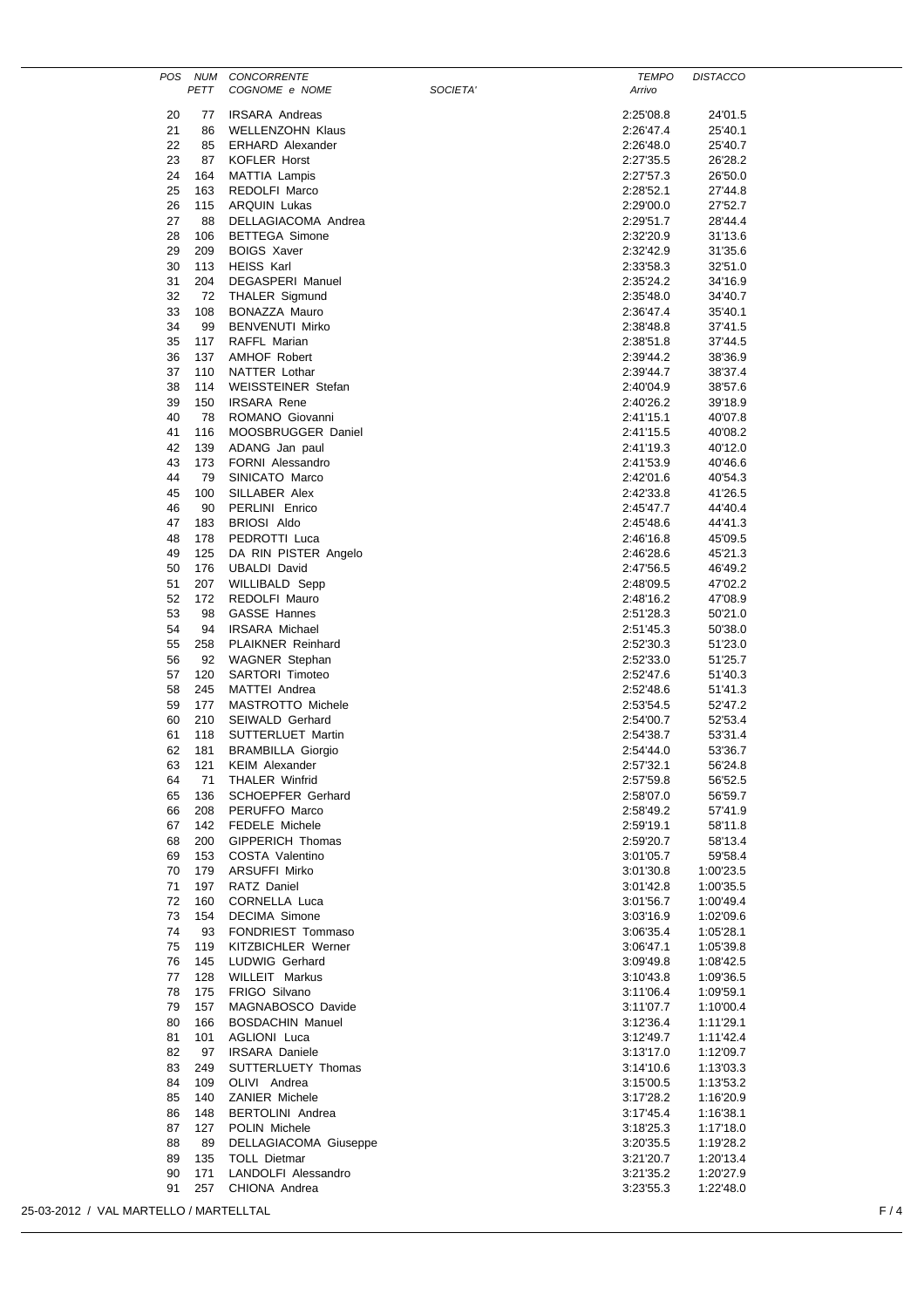| POS | NUM PETT | CONCORRENTE COGNOME e NOME | SOCIETA' | TEMPO Arrivo | DISTACCO |
|---|---|---|---|---|---|
| 20 | 77 | IRSARA Andreas | | 2:25'08.8 | 24'01.5 |
| 21 | 86 | WELLENZOHN Klaus | | 2:26'47.4 | 25'40.1 |
| 22 | 85 | ERHARD Alexander | | 2:26'48.0 | 25'40.7 |
| 23 | 87 | KOFLER Horst | | 2:27'35.5 | 26'28.2 |
| 24 | 164 | MATTIA Lampis | | 2:27'57.3 | 26'50.0 |
| 25 | 163 | REDOLFI Marco | | 2:28'52.1 | 27'44.8 |
| 26 | 115 | ARQUIN Lukas | | 2:29'00.0 | 27'52.7 |
| 27 | 88 | DELLAGIACOMA Andrea | | 2:29'51.7 | 28'44.4 |
| 28 | 106 | BETTEGA Simone | | 2:32'20.9 | 31'13.6 |
| 29 | 209 | BOIGS Xaver | | 2:32'42.9 | 31'35.6 |
| 30 | 113 | HEISS Karl | | 2:33'58.3 | 32'51.0 |
| 31 | 204 | DEGASPERI Manuel | | 2:35'24.2 | 34'16.9 |
| 32 | 72 | THALER Sigmund | | 2:35'48.0 | 34'40.7 |
| 33 | 108 | BONAZZA Mauro | | 2:36'47.4 | 35'40.1 |
| 34 | 99 | BENVENUTI Mirko | | 2:38'48.8 | 37'41.5 |
| 35 | 117 | RAFFL Marian | | 2:38'51.8 | 37'44.5 |
| 36 | 137 | AMHOF Robert | | 2:39'44.2 | 38'36.9 |
| 37 | 110 | NATTER Lothar | | 2:39'44.7 | 38'37.4 |
| 38 | 114 | WEISSTEINER Stefan | | 2:40'04.9 | 38'57.6 |
| 39 | 150 | IRSARA Rene | | 2:40'26.2 | 39'18.9 |
| 40 | 78 | ROMANO Giovanni | | 2:41'15.1 | 40'07.8 |
| 41 | 116 | MOOSBRUGGER Daniel | | 2:41'15.5 | 40'08.2 |
| 42 | 139 | ADANG Jan paul | | 2:41'19.3 | 40'12.0 |
| 43 | 173 | FORNI Alessandro | | 2:41'53.9 | 40'46.6 |
| 44 | 79 | SINICATO Marco | | 2:42'01.6 | 40'54.3 |
| 45 | 100 | SILLABER Alex | | 2:42'33.8 | 41'26.5 |
| 46 | 90 | PERLINI Enrico | | 2:45'47.7 | 44'40.4 |
| 47 | 183 | BRIOSI Aldo | | 2:45'48.6 | 44'41.3 |
| 48 | 178 | PEDROTTI Luca | | 2:46'16.8 | 45'09.5 |
| 49 | 125 | DA RIN PISTER Angelo | | 2:46'28.6 | 45'21.3 |
| 50 | 176 | UBALDI David | | 2:47'56.5 | 46'49.2 |
| 51 | 207 | WILLIBALD Sepp | | 2:48'09.5 | 47'02.2 |
| 52 | 172 | REDOLFI Mauro | | 2:48'16.2 | 47'08.9 |
| 53 | 98 | GASSE Hannes | | 2:51'28.3 | 50'21.0 |
| 54 | 94 | IRSARA Michael | | 2:51'45.3 | 50'38.0 |
| 55 | 258 | PLAIKNER Reinhard | | 2:52'30.3 | 51'23.0 |
| 56 | 92 | WAGNER Stephan | | 2:52'33.0 | 51'25.7 |
| 57 | 120 | SARTORI Timoteo | | 2:52'47.6 | 51'40.3 |
| 58 | 245 | MATTEI Andrea | | 2:52'48.6 | 51'41.3 |
| 59 | 177 | MASTROTTO Michele | | 2:53'54.5 | 52'47.2 |
| 60 | 210 | SEIWALD Gerhard | | 2:54'00.7 | 52'53.4 |
| 61 | 118 | SUTTERLUET Martin | | 2:54'38.7 | 53'31.4 |
| 62 | 181 | BRAMBILLA Giorgio | | 2:54'44.0 | 53'36.7 |
| 63 | 121 | KEIM Alexander | | 2:57'32.1 | 56'24.8 |
| 64 | 71 | THALER Winfrid | | 2:57'59.8 | 56'52.5 |
| 65 | 136 | SCHOEPFER Gerhard | | 2:58'07.0 | 56'59.7 |
| 66 | 208 | PERUFFO Marco | | 2:58'49.2 | 57'41.9 |
| 67 | 142 | FEDELE Michele | | 2:59'19.1 | 58'11.8 |
| 68 | 200 | GIPPERICH Thomas | | 2:59'20.7 | 58'13.4 |
| 69 | 153 | COSTA Valentino | | 3:01'05.7 | 59'58.4 |
| 70 | 179 | ARSUFFI Mirko | | 3:01'30.8 | 1:00'23.5 |
| 71 | 197 | RATZ Daniel | | 3:01'42.8 | 1:00'35.5 |
| 72 | 160 | CORNELLA Luca | | 3:01'56.7 | 1:00'49.4 |
| 73 | 154 | DECIMA Simone | | 3:03'16.9 | 1:02'09.6 |
| 74 | 93 | FONDRIEST Tommaso | | 3:06'35.4 | 1:05'28.1 |
| 75 | 119 | KITZBICHLER Werner | | 3:06'47.1 | 1:05'39.8 |
| 76 | 145 | LUDWIG Gerhard | | 3:09'49.8 | 1:08'42.5 |
| 77 | 128 | WILLEIT Markus | | 3:10'43.8 | 1:09'36.5 |
| 78 | 175 | FRIGO Silvano | | 3:11'06.4 | 1:09'59.1 |
| 79 | 157 | MAGNABOSCO Davide | | 3:11'07.7 | 1:10'00.4 |
| 80 | 166 | BOSDACHIN Manuel | | 3:12'36.4 | 1:11'29.1 |
| 81 | 101 | AGLIONI Luca | | 3:12'49.7 | 1:11'42.4 |
| 82 | 97 | IRSARA Daniele | | 3:13'17.0 | 1:12'09.7 |
| 83 | 249 | SUTTERLUETY Thomas | | 3:14'10.6 | 1:13'03.3 |
| 84 | 109 | OLIVI Andrea | | 3:15'00.5 | 1:13'53.2 |
| 85 | 140 | ZANIER Michele | | 3:17'28.2 | 1:16'20.9 |
| 86 | 148 | BERTOLINI Andrea | | 3:17'45.4 | 1:16'38.1 |
| 87 | 127 | POLIN Michele | | 3:18'25.3 | 1:17'18.0 |
| 88 | 89 | DELLAGIACOMA Giuseppe | | 3:20'35.5 | 1:19'28.2 |
| 89 | 135 | TOLL Dietmar | | 3:21'20.7 | 1:20'13.4 |
| 90 | 171 | LANDOLFI Alessandro | | 3:21'35.2 | 1:20'27.9 |
| 91 | 257 | CHIONA Andrea | | 3:23'55.3 | 1:22'48.0 |

25-03-2012 / VAL MARTELLO / MARTELLTAL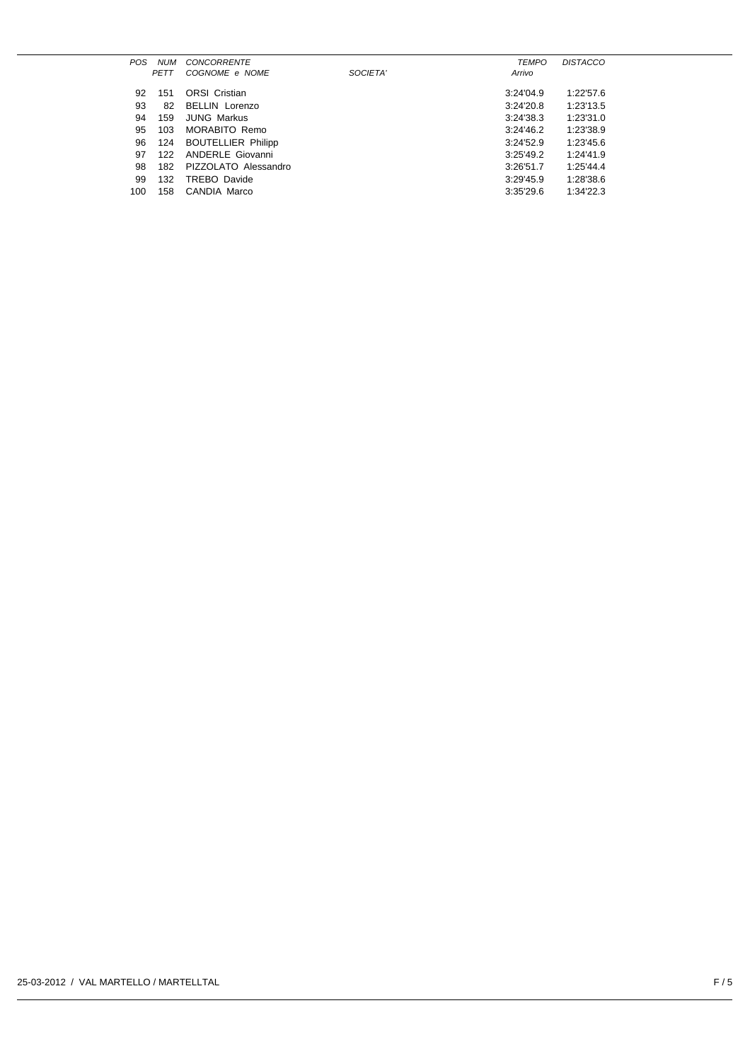| POS | NUM PETT | CONCORRENTE COGNOME e NOME | SOCIETA' | TEMPO Arrivo | DISTACCO |
|---|---|---|---|---|---|
| 92 | 151 | ORSI Cristian | | 3:24'04.9 | 1:22'57.6 |
| 93 | 82 | BELLIN Lorenzo | | 3:24'20.8 | 1:23'13.5 |
| 94 | 159 | JUNG Markus | | 3:24'38.3 | 1:23'31.0 |
| 95 | 103 | MORABITO Remo | | 3:24'46.2 | 1:23'38.9 |
| 96 | 124 | BOUTELLIER Philipp | | 3:24'52.9 | 1:23'45.6 |
| 97 | 122 | ANDERLE Giovanni | | 3:25'49.2 | 1:24'41.9 |
| 98 | 182 | PIZZOLATO Alessandro | | 3:26'51.7 | 1:25'44.4 |
| 99 | 132 | TREBO Davide | | 3:29'45.9 | 1:28'38.6 |
| 100 | 158 | CANDIA Marco | | 3:35'29.6 | 1:34'22.3 |